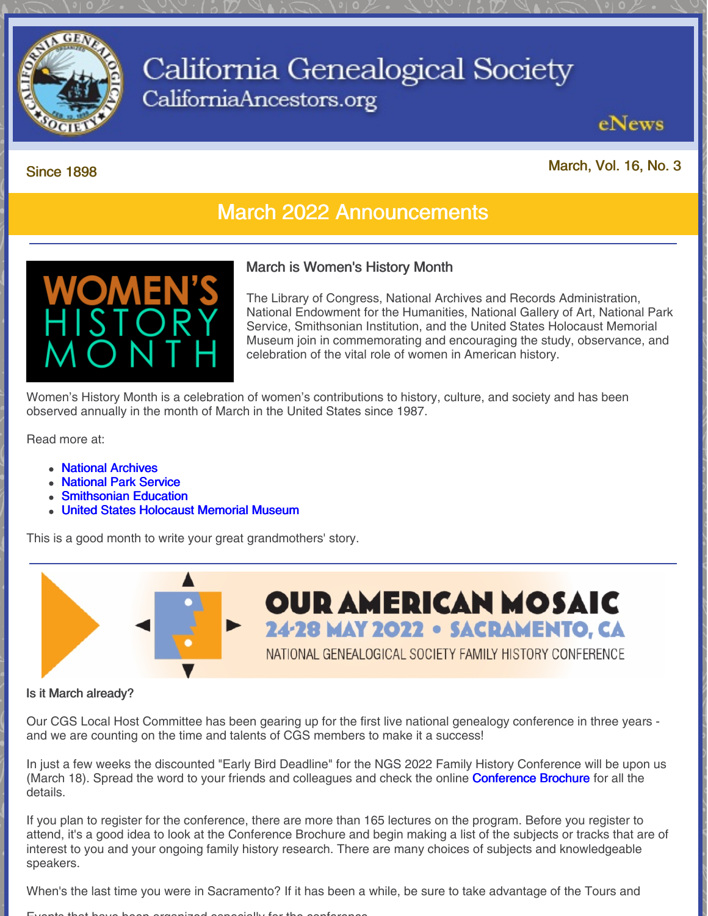# California Genealogical Society

CaliforniaAncestors.org

eNews

Since 1898

March, Vol. 16, No. 3

## March 2022 Announcements

### March is Women's History Month

The Library of Congress, National Archives and Records Administration, National Endowment for the Humanities, National Gallery of Art, National Park Service, Smithsonian Institution, and the United States Holocaust Memorial Museum join in commemorating and encouraging the study, observance, and celebration of the vital role of women in American history.

Women's History Month is a celebration of women's contributions to history, culture, and society and has been observed annually in the month of March in the United States since 1987.

Read more at:

- National Archives
- National Park Service
- Smithsonian Education
- United States Holocaust Memorial Museum

This is a good month to write your great grandmothers' story.

OUR AMERICAN MOSAIC
24-28 MAY 2022 • SACRAMENTO, CA
NATIONAL GENEALOGICAL SOCIETY FAMILY HISTORY CONFERENCE

**Is it March already?**

Our CGS Local Host Committee has been gearing up for the first live national genealogy conference in three years - and we are counting on the time and talents of CGS members to make it a success!

In just a few weeks the discounted "Early Bird Deadline" for the NGS 2022 Family History Conference will be upon us (March 18). Spread the word to your friends and colleagues and check the online Conference Brochure for all the details.

If you plan to register for the conference, there are more than 165 lectures on the program. Before you register to attend, it's a good idea to look at the Conference Brochure and begin making a list of the subjects or tracks that are of interest to you and your ongoing family history research. There are many choices of subjects and knowledgeable speakers.

When's the last time you were in Sacramento? If it has been a while, be sure to take advantage of the Tours and Events that have been organized especially for the conference.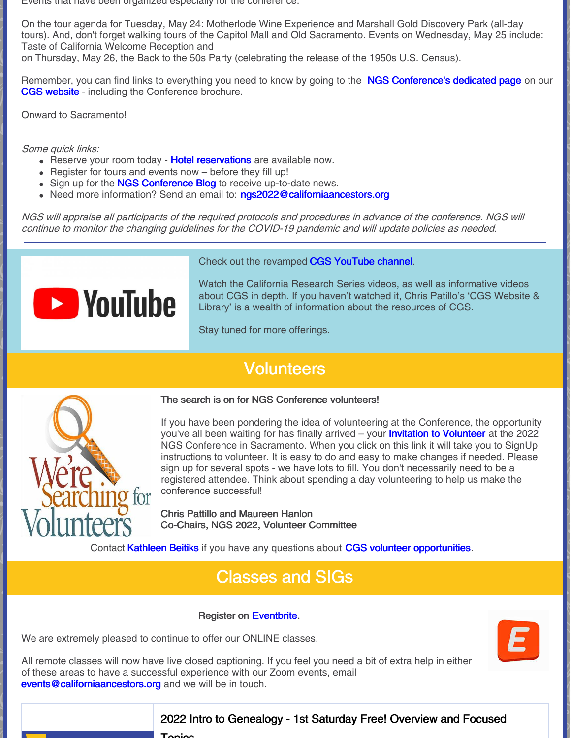Events that have been organized especially for the conference.

On the tour agenda for Tuesday, May 24: Motherlode Wine Experience and Marshall Gold Discovery Park (all-day tours). And, don't forget walking tours of the Capitol Mall and Old Sacramento. Events on Wednesday, May 25 include: Taste of California Welcome Reception and
on Thursday, May 26, the Back to the 50s Party (celebrating the release of the 1950s U.S. Census).

Remember, you can find links to everything you need to know by going to the NGS Conference's dedicated page on our CGS website - including the Conference brochure.

Onward to Sacramento!

*Some quick links:*

- Reserve your room today - Hotel reservations are available now.
- Register for tours and events now – before they fill up!
- Sign up for the NGS Conference Blog to receive up-to-date news.
- Need more information? Send an email to: ngs2022@californiaancestors.org

*NGS will appraise all participants of the required protocols and procedures in advance of the conference. NGS will continue to monitor the changing guidelines for the COVID-19 pandemic and will update policies as needed.*

---

Check out the revamped CGS YouTube channel.

Watch the California Research Series videos, as well as informative videos about CGS in depth. If you haven't watched it, Chris Patillo's 'CGS Website & Library' is a wealth of information about the resources of CGS.

Stay tuned for more offerings.

## Volunteers

**The search is on for NGS Conference volunteers!**

If you have been pondering the idea of volunteering at the Conference, the opportunity you've all been waiting for has finally arrived – your Invitation to Volunteer at the 2022 NGS Conference in Sacramento. When you click on this link it will take you to SignUp instructions to volunteer. It is easy to do and easy to make changes if needed. Please sign up for several spots - we have lots to fill. You don't necessarily need to be a registered attendee. Think about spending a day volunteering to help us make the conference successful!

**Chris Pattillo and Maureen Hanlon**
**Co-Chairs, NGS 2022, Volunteer Committee**

Contact Kathleen Beitiks if you have any questions about CGS volunteer opportunities.

## Classes and SIGs

Register on Eventbrite.

We are extremely pleased to continue to offer our ONLINE classes.

All remote classes will now have live closed captioning. If you feel you need a bit of extra help in either of these areas to have a successful experience with our Zoom events, email events@californiaancestors.org and we will be in touch.

### 2022 Intro to Genealogy - 1st Saturday Free! Overview and Focused Topics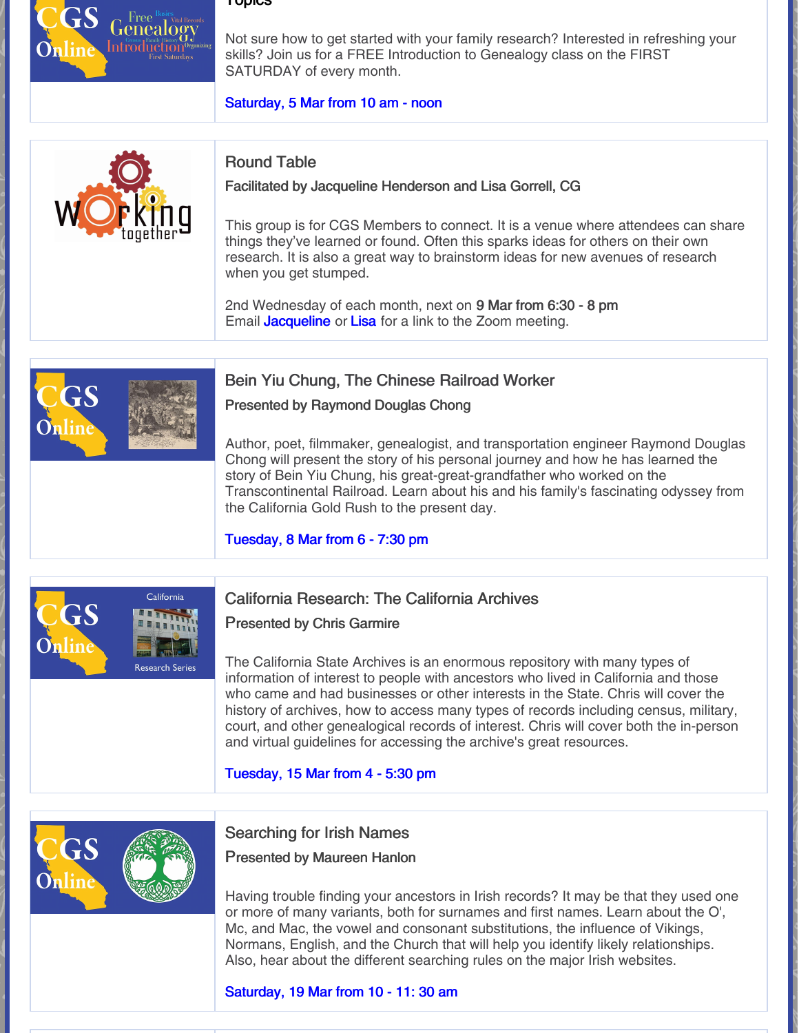Not sure how to get started with your family research? Interested in refreshing your skills? Join us for a FREE Introduction to Genealogy class on the FIRST SATURDAY of every month.

Saturday, 5 Mar from 10 am - noon

## Round Table

**Facilitated by Jacqueline Henderson and Lisa Gorrell, CG**

This group is for CGS Members to connect. It is a venue where attendees can share things they've learned or found. Often this sparks ideas for others on their own research. It is also a great way to brainstorm ideas for new avenues of research when you get stumped.

2nd Wednesday of each month, next on 9 Mar from 6:30 - 8 pm
Email Jacqueline or Lisa for a link to the Zoom meeting.

## Bein Yiu Chung, The Chinese Railroad Worker

**Presented by Raymond Douglas Chong**

Author, poet, filmmaker, genealogist, and transportation engineer Raymond Douglas Chong will present the story of his personal journey and how he has learned the story of Bein Yiu Chung, his great-great-grandfather who worked on the Transcontinental Railroad. Learn about his and his family's fascinating odyssey from the California Gold Rush to the present day.

Tuesday, 8 Mar from 6 - 7:30 pm

## California Research: The California Archives

**Presented by Chris Garmire**

The California State Archives is an enormous repository with many types of information of interest to people with ancestors who lived in California and those who came and had businesses or other interests in the State. Chris will cover the history of archives, how to access many types of records including census, military, court, and other genealogical records of interest. Chris will cover both the in-person and virtual guidelines for accessing the archive's great resources.

Tuesday, 15 Mar from 4 - 5:30 pm

## Searching for Irish Names

**Presented by Maureen Hanlon**

Having trouble finding your ancestors in Irish records? It may be that they used one or more of many variants, both for surnames and first names. Learn about the O', Mc, and Mac, the vowel and consonant substitutions, the influence of Vikings, Normans, English, and the Church that will help you identify likely relationships. Also, hear about the different searching rules on the major Irish websites.

Saturday, 19 Mar from 10 - 11: 30 am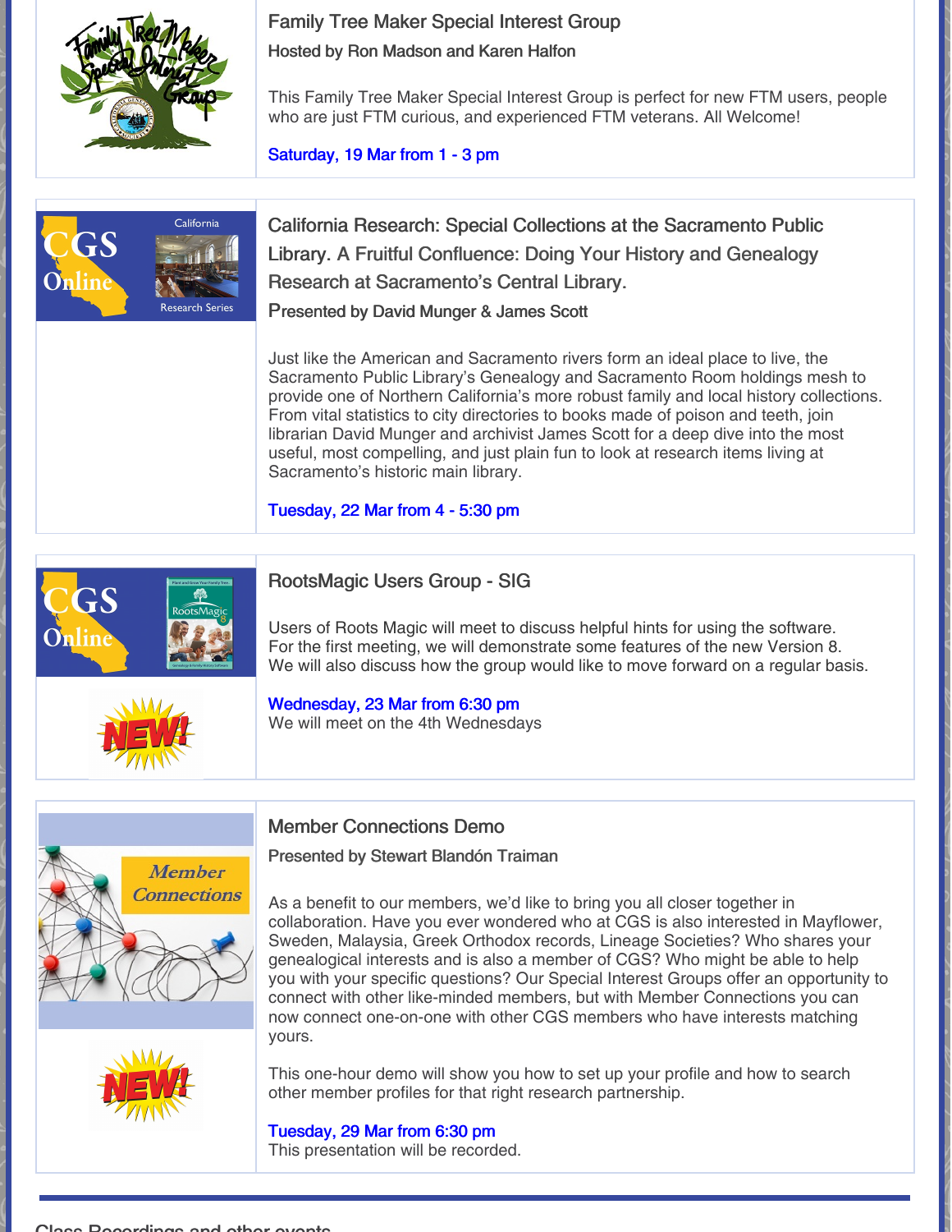### Family Tree Maker Special Interest Group

Hosted by Ron Madson and Karen Halfon

This Family Tree Maker Special Interest Group is perfect for new FTM users, people who are just FTM curious, and experienced FTM veterans. All Welcome!

Saturday, 19 Mar from 1 - 3 pm

### California Research: Special Collections at the Sacramento Public Library. A Fruitful Confluence: Doing Your History and Genealogy Research at Sacramento's Central Library.

Presented by David Munger & James Scott

Just like the American and Sacramento rivers form an ideal place to live, the Sacramento Public Library's Genealogy and Sacramento Room holdings mesh to provide one of Northern California's more robust family and local history collections. From vital statistics to city directories to books made of poison and teeth, join librarian David Munger and archivist James Scott for a deep dive into the most useful, most compelling, and just plain fun to look at research items living at Sacramento's historic main library.

Tuesday, 22 Mar from 4 - 5:30 pm

### RootsMagic Users Group - SIG

Users of Roots Magic will meet to discuss helpful hints for using the software. For the first meeting, we will demonstrate some features of the new Version 8. We will also discuss how the group would like to move forward on a regular basis.

Wednesday, 23 Mar from 6:30 pm
We will meet on the 4th Wednesdays

### Member Connections Demo

Presented by Stewart Blandón Traiman

As a benefit to our members, we'd like to bring you all closer together in collaboration. Have you ever wondered who at CGS is also interested in Mayflower, Sweden, Malaysia, Greek Orthodox records, Lineage Societies? Who shares your genealogical interests and is also a member of CGS? Who might be able to help you with your specific questions? Our Special Interest Groups offer an opportunity to connect with other like-minded members, but with Member Connections you can now connect one-on-one with other CGS members who have interests matching yours.

This one-hour demo will show you how to set up your profile and how to search other member profiles for that right research partnership.

Tuesday, 29 Mar from 6:30 pm
This presentation will be recorded.

Class Recordings and other events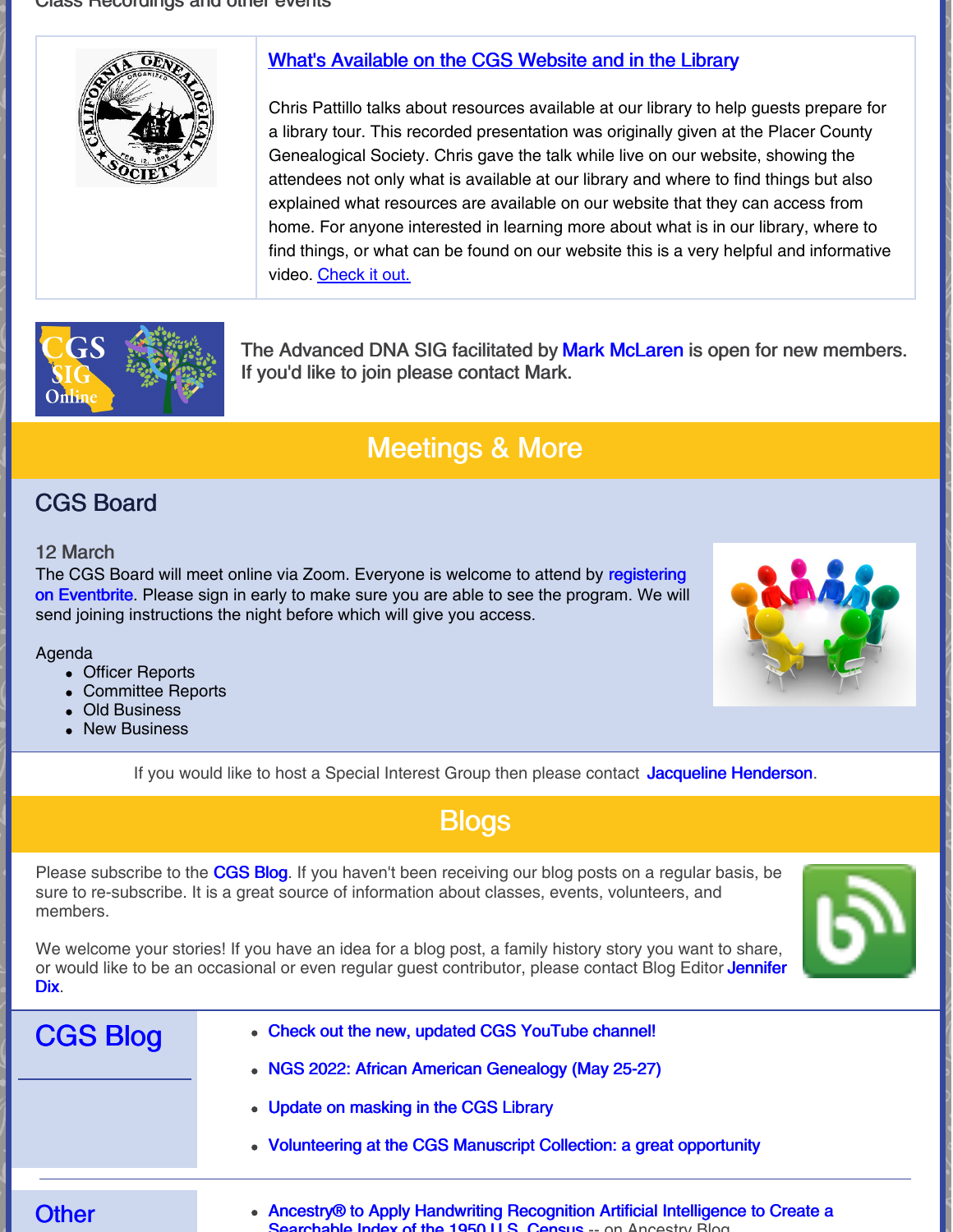Class Recordings and other events

### What's Available on the CGS Website and in the Library

Chris Pattillo talks about resources available at our library to help guests prepare for a library tour. This recorded presentation was originally given at the Placer County Genealogical Society. Chris gave the talk while live on our website, showing the attendees not only what is available at our library and where to find things but also explained what resources are available on our website that they can access from home. For anyone interested in learning more about what is in our library, where to find things, or what can be found on our website this is a very helpful and informative video. Check it out.

The Advanced DNA SIG facilitated by Mark McLaren is open for new members. If you'd like to join please contact Mark.

## Meetings & More

### CGS Board

12 March

The CGS Board will meet online via Zoom. Everyone is welcome to attend by registering on Eventbrite. Please sign in early to make sure you are able to see the program. We will send joining instructions the night before which will give you access.

Agenda

- Officer Reports
- Committee Reports
- Old Business
- New Business

If you would like to host a Special Interest Group then please contact Jacqueline Henderson.

## Blogs

Please subscribe to the CGS Blog. If you haven't been receiving our blog posts on a regular basis, be sure to re-subscribe. It is a great source of information about classes, events, volunteers, and members.

We welcome your stories! If you have an idea for a blog post, a family history story you want to share, or would like to be an occasional or even regular guest contributor, please contact Blog Editor Jennifer Dix.

### CGS Blog

- Check out the new, updated CGS YouTube channel!
- NGS 2022: African American Genealogy (May 25-27)
- Update on masking in the CGS Library
- Volunteering at the CGS Manuscript Collection: a great opportunity

### Other

- Ancestry® to Apply Handwriting Recognition Artificial Intelligence to Create a Searchable Index of the 1950 U.S. Census -- on Ancestry Blog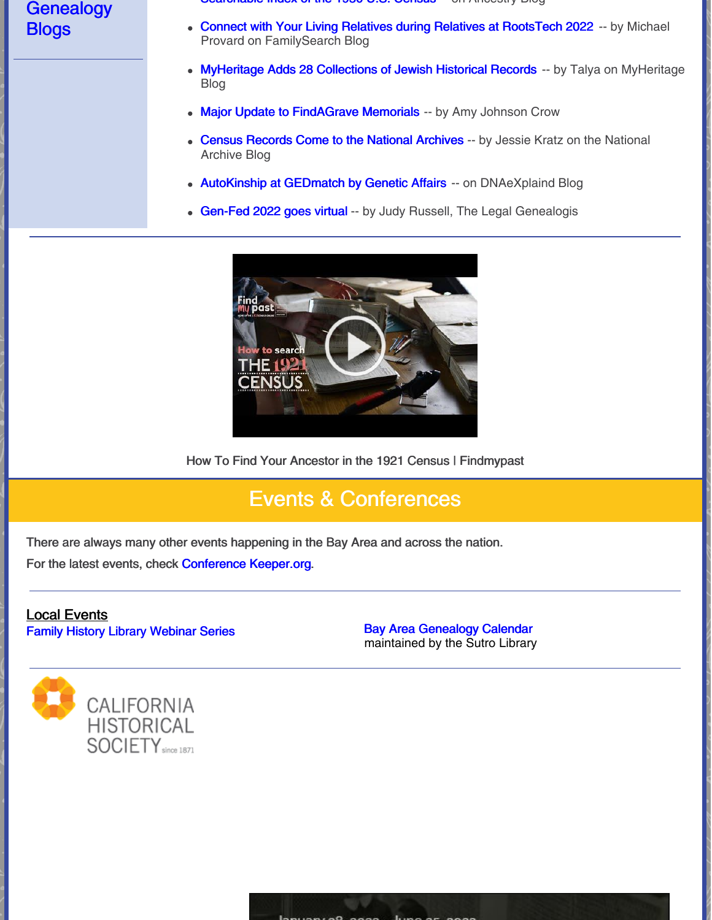## Genealogy Blogs

- Connect with Your Living Relatives during Relatives at RootsTech 2022 -- by Michael Provard on FamilySearch Blog
- MyHeritage Adds 28 Collections of Jewish Historical Records -- by Talya on MyHeritage Blog
- Major Update to FindAGrave Memorials -- by Amy Johnson Crow
- Census Records Come to the National Archives -- by Jessie Kratz on the National Archive Blog
- AutoKinship at GEDmatch by Genetic Affairs -- on DNAeXplaind Blog
- Gen-Fed 2022 goes virtual -- by Judy Russell, The Legal Genealogis

How To Find Your Ancestor in the 1921 Census | Findmypast

# Events & Conferences

There are always many other events happening in the Bay Area and across the nation.

For the latest events, check Conference Keeper.org.

**Local Events**

Family History Library Webinar Series

Bay Area Genealogy Calendar
maintained by the Sutro Library

CALIFORNIA HISTORICAL SOCIETY since 1871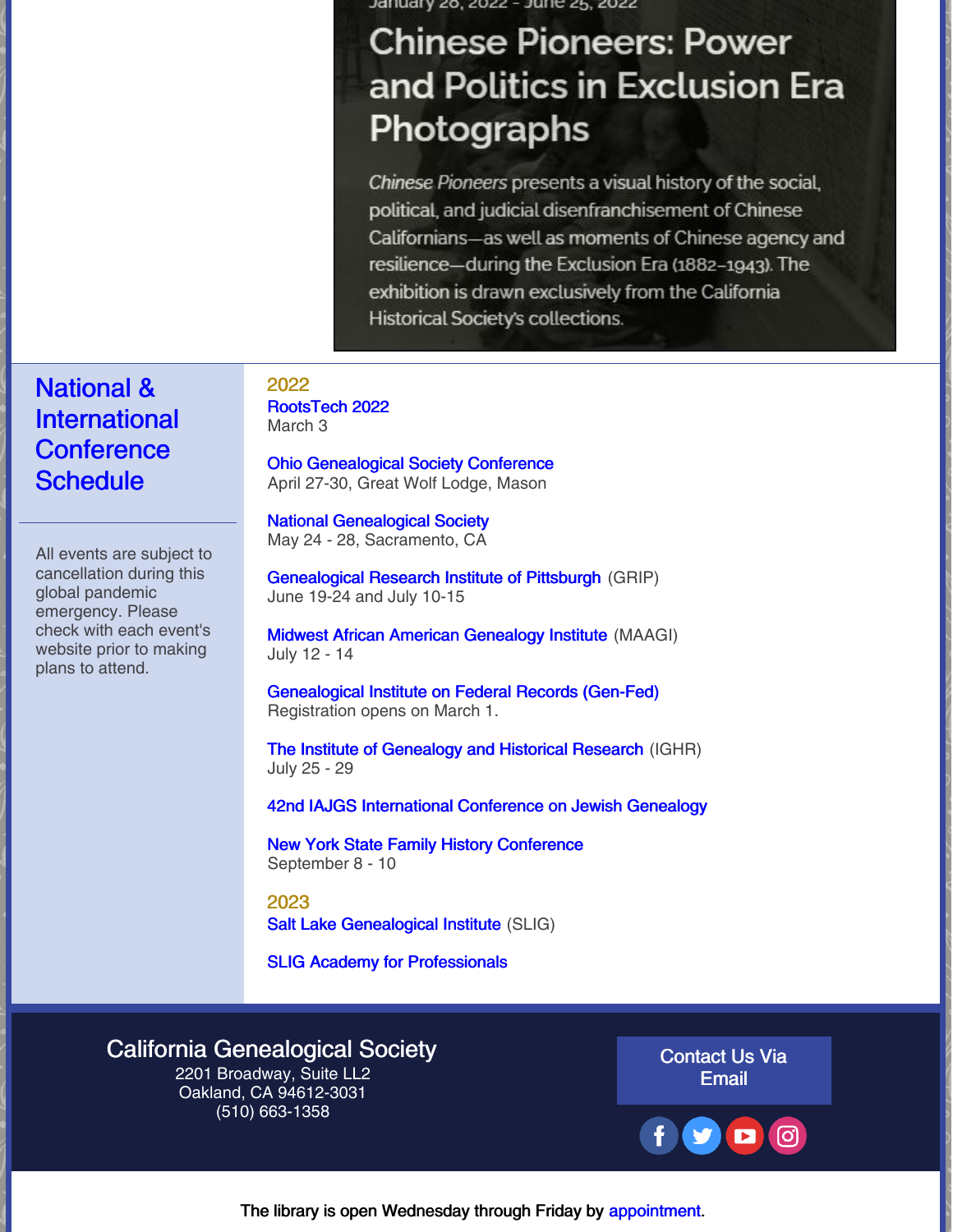January 28, 2022 - June 25, 2022

## Chinese Pioneers: Power and Politics in Exclusion Era Photographs

*Chinese Pioneers* presents a visual history of the social, political, and judicial disenfranchisement of Chinese Californians—as well as moments of Chinese agency and resilience—during the Exclusion Era (1882–1943). The exhibition is drawn exclusively from the California Historical Society's collections.

## National & International Conference Schedule

All events are subject to cancellation during this global pandemic emergency. Please check with each event's website prior to making plans to attend.

### 2022

RootsTech 2022
March 3

Ohio Genealogical Society Conference
April 27-30, Great Wolf Lodge, Mason

National Genealogical Society
May 24 - 28, Sacramento, CA

Genealogical Research Institute of Pittsburgh (GRIP)
June 19-24 and July 10-15

Midwest African American Genealogy Institute (MAAGI)
July 12 - 14

Genealogical Institute on Federal Records (Gen-Fed)
Registration opens on March 1.

The Institute of Genealogy and Historical Research (IGHR)
July 25 - 29

42nd IAJGS International Conference on Jewish Genealogy

New York State Family History Conference
September 8 - 10

### 2023

Salt Lake Genealogical Institute (SLIG)

SLIG Academy for Professionals

**California Genealogical Society**
2201 Broadway, Suite LL2
Oakland, CA 94612-3031
(510) 663-1358

Contact Us Via Email

The library is open Wednesday through Friday by appointment.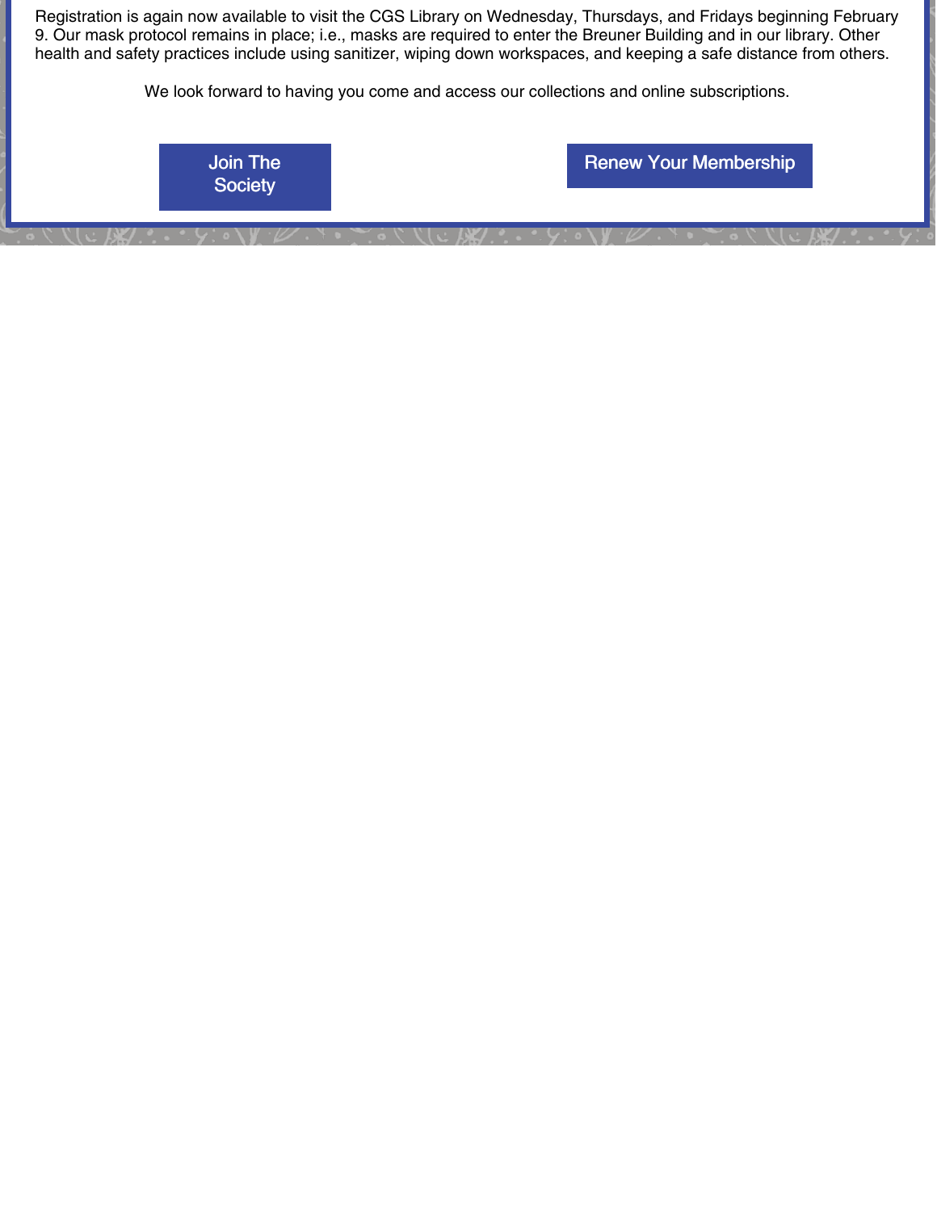Registration is again now available to visit the CGS Library on Wednesday, Thursdays, and Fridays beginning February 9. Our mask protocol remains in place; i.e., masks are required to enter the Breuner Building and in our library. Other health and safety practices include using sanitizer, wiping down workspaces, and keeping a safe distance from others.

We look forward to having you come and access our collections and online subscriptions.

Join The Society

Renew Your Membership